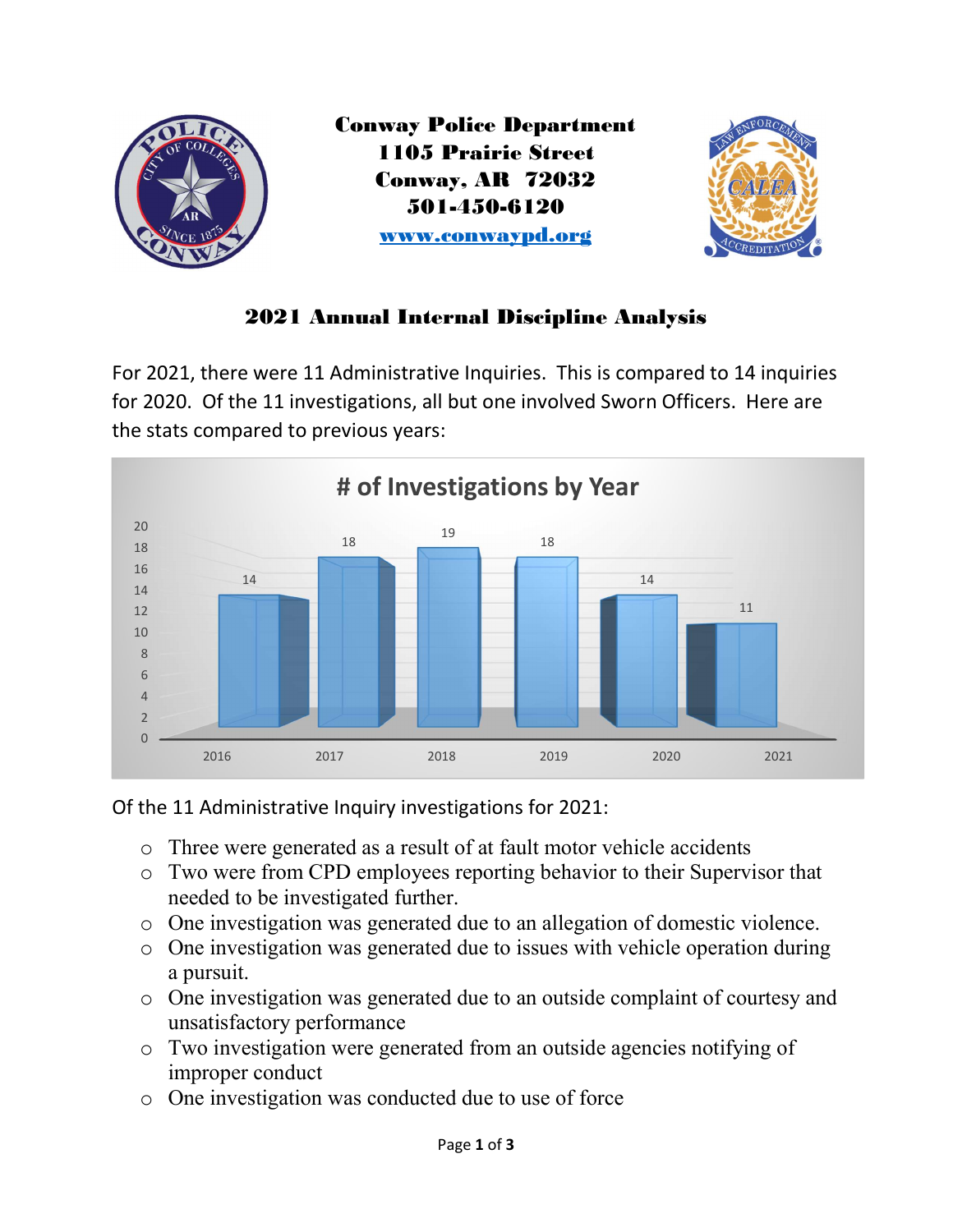**Conway Police Department**
**1105 Prairie Street**
**Conway, AR 72032**
**501-450-6120**
**www.conwaypd.org**

## 2021 Annual Internal Discipline Analysis

For 2021, there were 11 Administrative Inquiries. This is compared to 14 inquiries for 2020. Of the 11 investigations, all but one involved Sworn Officers. Here are the stats compared to previous years:

**# of Investigations by Year**

| Year | # of Investigations |
|---|---|
| 2016 | 14 |
| 2017 | 18 |
| 2018 | 19 |
| 2019 | 18 |
| 2020 | 14 |
| 2021 | 11 |

Of the 11 Administrative Inquiry investigations for 2021:

- Three were generated as a result of at fault motor vehicle accidents
- Two were from CPD employees reporting behavior to their Supervisor that needed to be investigated further.
- One investigation was generated due to an allegation of domestic violence.
- One investigation was generated due to issues with vehicle operation during a pursuit.
- One investigation was generated due to an outside complaint of courtesy and unsatisfactory performance
- Two investigation were generated from an outside agencies notifying of improper conduct
- One investigation was conducted due to use of force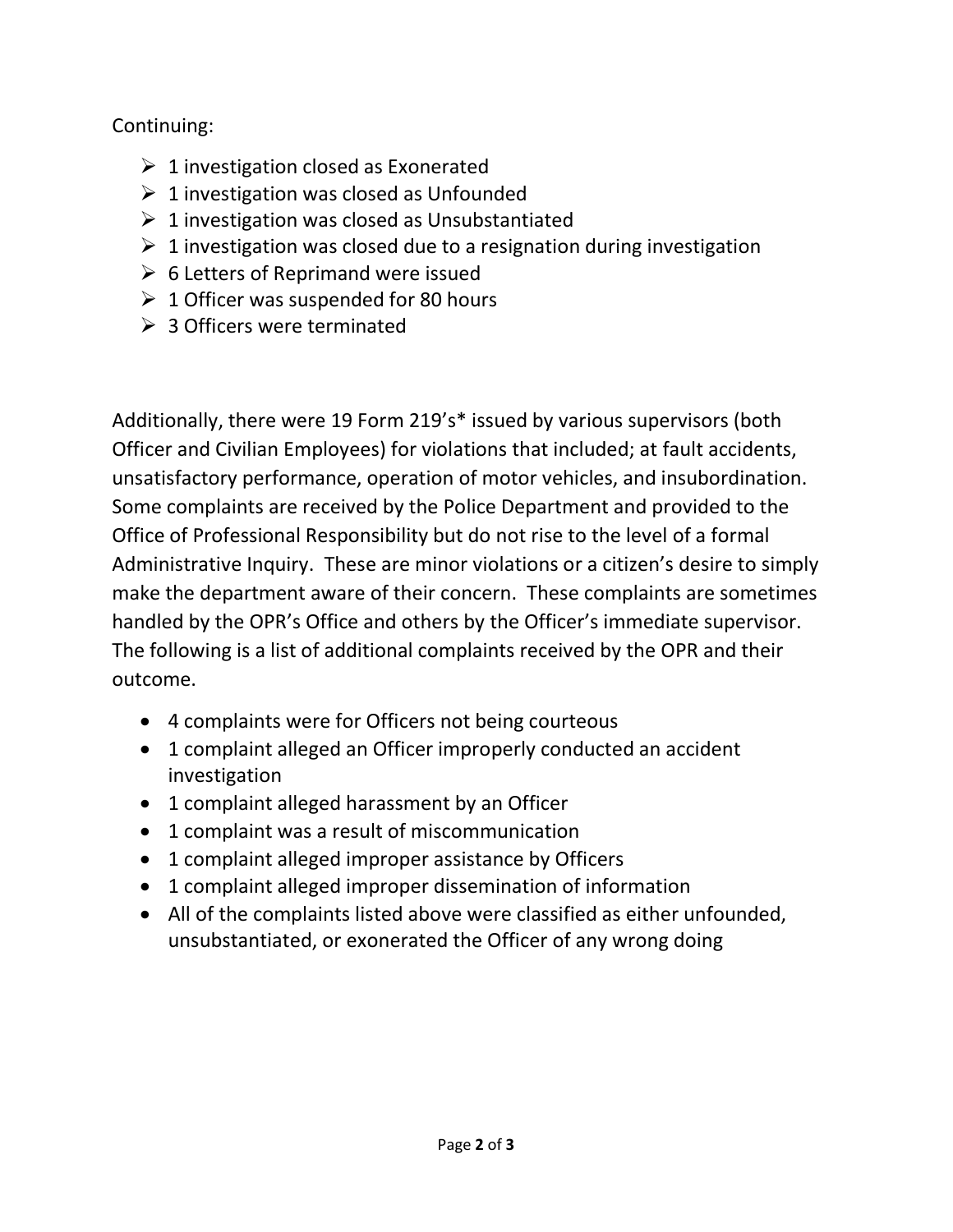Continuing:

- 1 investigation closed as Exonerated
- 1 investigation was closed as Unfounded
- 1 investigation was closed as Unsubstantiated
- 1 investigation was closed due to a resignation during investigation
- 6 Letters of Reprimand were issued
- 1 Officer was suspended for 80 hours
- 3 Officers were terminated

Additionally, there were 19 Form 219's* issued by various supervisors (both Officer and Civilian Employees) for violations that included; at fault accidents, unsatisfactory performance, operation of motor vehicles, and insubordination. Some complaints are received by the Police Department and provided to the Office of Professional Responsibility but do not rise to the level of a formal Administrative Inquiry. These are minor violations or a citizen's desire to simply make the department aware of their concern. These complaints are sometimes handled by the OPR's Office and others by the Officer's immediate supervisor. The following is a list of additional complaints received by the OPR and their outcome.

- 4 complaints were for Officers not being courteous
- 1 complaint alleged an Officer improperly conducted an accident investigation
- 1 complaint alleged harassment by an Officer
- 1 complaint was a result of miscommunication
- 1 complaint alleged improper assistance by Officers
- 1 complaint alleged improper dissemination of information
- All of the complaints listed above were classified as either unfounded, unsubstantiated, or exonerated the Officer of any wrong doing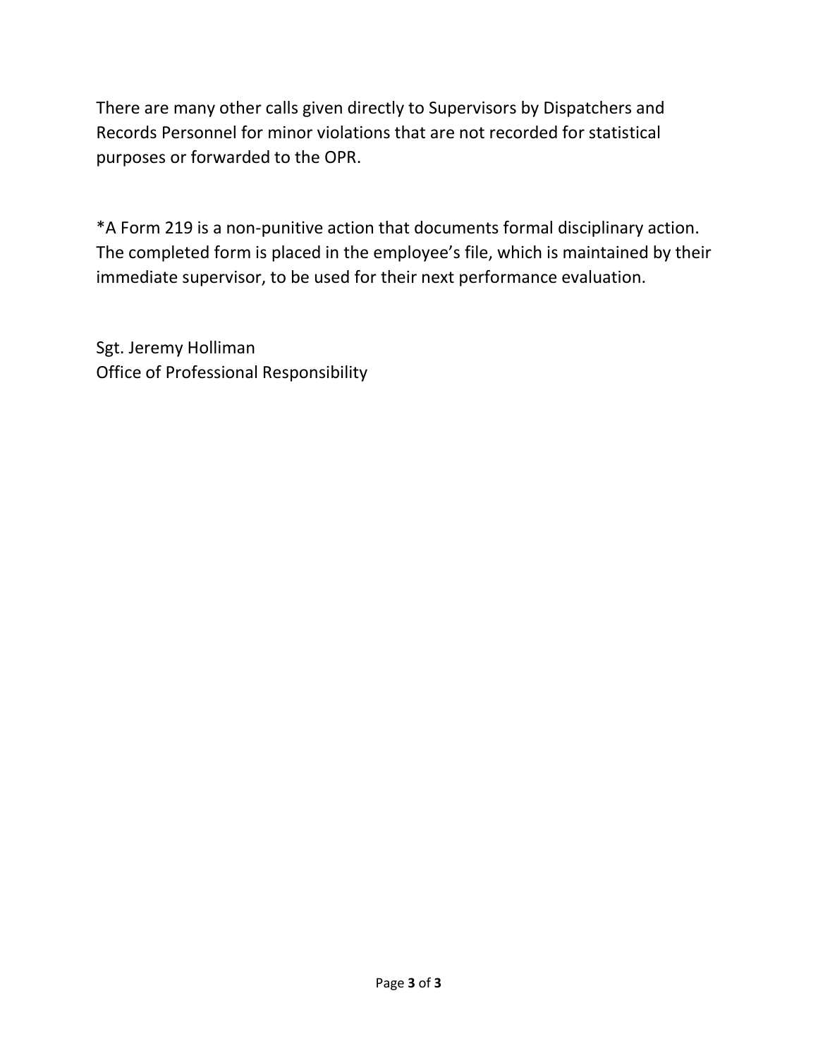There are many other calls given directly to Supervisors by Dispatchers and Records Personnel for minor violations that are not recorded for statistical purposes or forwarded to the OPR.

*A Form 219 is a non-punitive action that documents formal disciplinary action. The completed form is placed in the employee's file, which is maintained by their immediate supervisor, to be used for their next performance evaluation.

Sgt. Jeremy Holliman
Office of Professional Responsibility